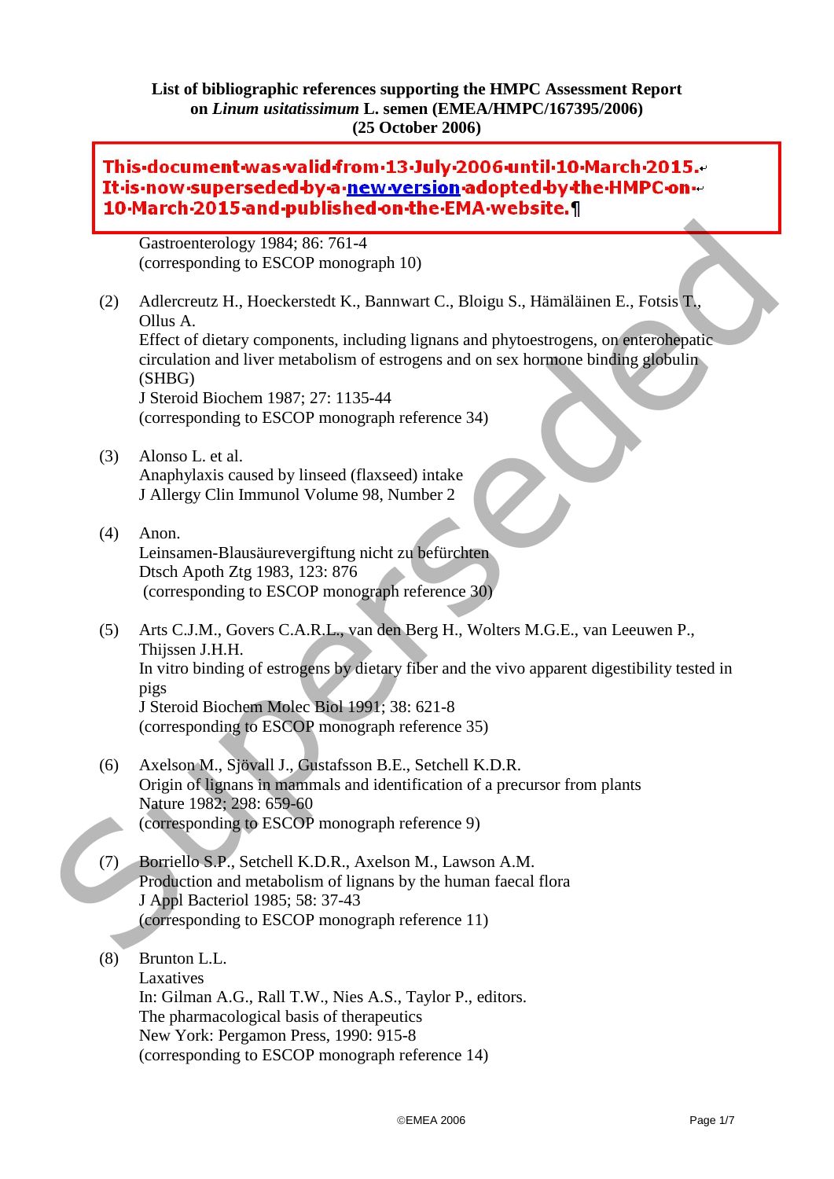**List of bibliographic references supporting the HMPC Assessment Report on *Linum usitatissimum* L. semen (EMEA/HMPC/167395/2006) (25 October 2006)**

**This document was valid from 13 July 2006 until 10 March 2015. It is now superseded by a new version adopted by the HMPC on 10 March 2015 and published on the EMA website.**

Gastroenterology 1984; 86: 761-4
(corresponding to ESCOP monograph 10)

(2) Adlercreutz H., Hoeckerstedt K., Bannwart C., Bloigu S., Hämäläinen E., Fotsis T., Ollus A.
Effect of dietary components, including lignans and phytoestrogens, on enterohepatic circulation and liver metabolism of estrogens and on sex hormone binding globulin (SHBG)
J Steroid Biochem 1987; 27: 1135-44
(corresponding to ESCOP monograph reference 34)

(3) Alonso L. et al.
Anaphylaxis caused by linseed (flaxseed) intake
J Allergy Clin Immunol Volume 98, Number 2

(4) Anon.
Leinsamen-Blausäurevergiftung nicht zu befürchten
Dtsch Apoth Ztg 1983, 123: 876
(corresponding to ESCOP monograph reference 30)

(5) Arts C.J.M., Govers C.A.R.L., van den Berg H., Wolters M.G.E., van Leeuwen P., Thijssen J.H.H.
In vitro binding of estrogens by dietary fiber and the vivo apparent digestibility tested in pigs
J Steroid Biochem Molec Biol 1991; 38: 621-8
(corresponding to ESCOP monograph reference 35)

(6) Axelson M., Sjövall J., Gustafsson B.E., Setchell K.D.R.
Origin of lignans in mammals and identification of a precursor from plants
Nature 1982; 298: 659-60
(corresponding to ESCOP monograph reference 9)

(7) Borriello S.P., Setchell K.D.R., Axelson M., Lawson A.M.
Production and metabolism of lignans by the human faecal flora
J Appl Bacteriol 1985; 58: 37-43
(corresponding to ESCOP monograph reference 11)

(8) Brunton L.L.
Laxatives
In: Gilman A.G., Rall T.W., Nies A.S., Taylor P., editors.
The pharmacological basis of therapeutics
New York: Pergamon Press, 1990: 915-8
(corresponding to ESCOP monograph reference 14)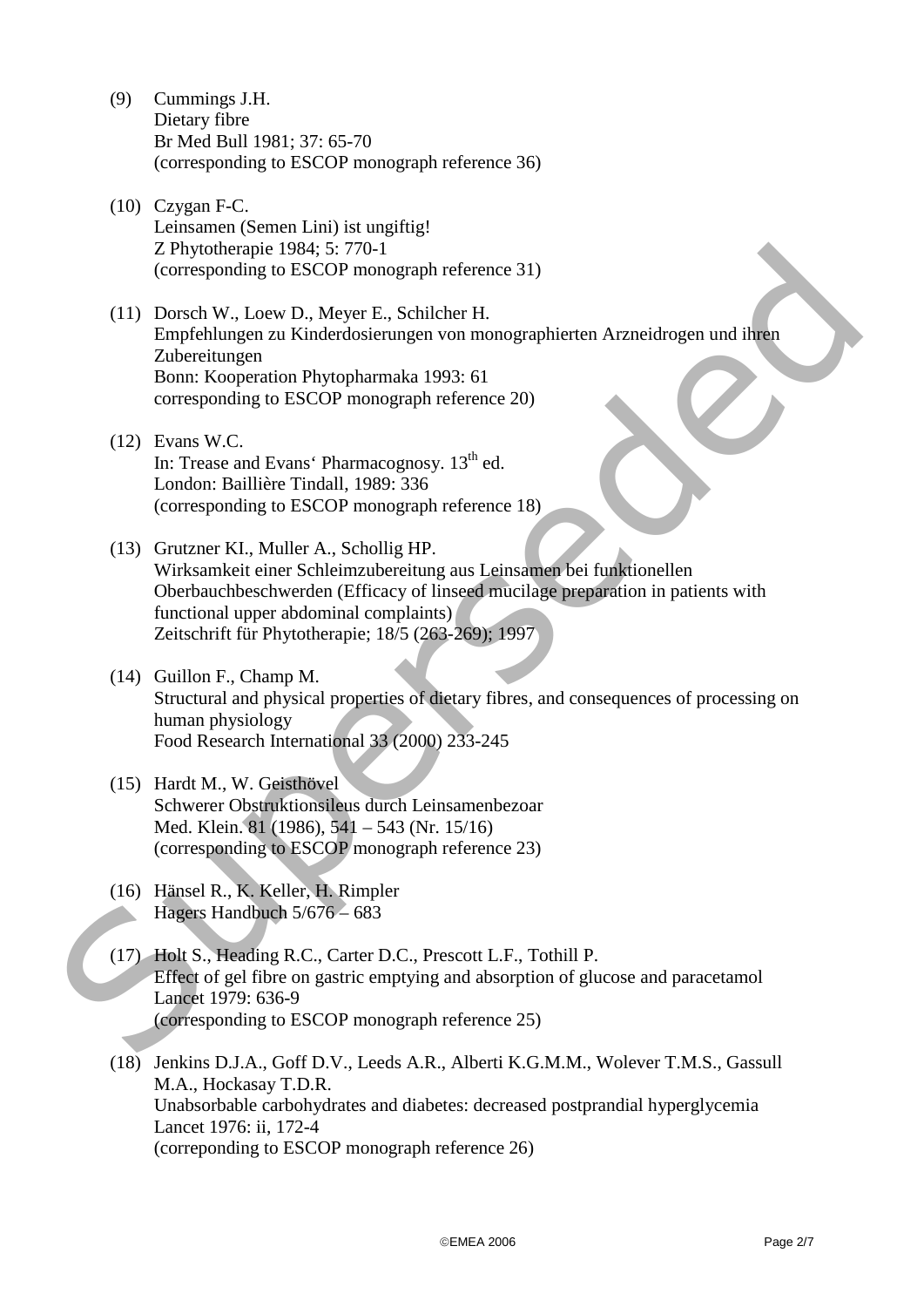(9) Cummings J.H.
Dietary fibre
Br Med Bull 1981; 37: 65-70
(corresponding to ESCOP monograph reference 36)

(10) Czygan F-C.
Leinsamen (Semen Lini) ist ungiftig!
Z Phytotherapie 1984; 5: 770-1
(corresponding to ESCOP monograph reference 31)

(11) Dorsch W., Loew D., Meyer E., Schilcher H.
Empfehlungen zu Kinderdosierungen von monographierten Arzneidrogen und ihren Zubereitungen
Bonn: Kooperation Phytopharmaka 1993: 61
corresponding to ESCOP monograph reference 20)

(12) Evans W.C.
In: Trease and Evans' Pharmacognosy. 13th ed.
London: Baillière Tindall, 1989: 336
(corresponding to ESCOP monograph reference 18)

(13) Grutzner KI., Muller A., Schollig HP.
Wirksamkeit einer Schleimzubereitung aus Leinsamen bei funktionellen Oberbauchbeschwerden (Efficacy of linseed mucilage preparation in patients with functional upper abdominal complaints)
Zeitschrift für Phytotherapie; 18/5 (263-269); 1997

(14) Guillon F., Champ M.
Structural and physical properties of dietary fibres, and consequences of processing on human physiology
Food Research International 33 (2000) 233-245

(15) Hardt M., W. Geisthövel
Schwerer Obstruktionsileus durch Leinsamenbezoar
Med. Klein. 81 (1986), 541 – 543 (Nr. 15/16)
(corresponding to ESCOP monograph reference 23)

(16) Hänsel R., K. Keller, H. Rimpler
Hagers Handbuch 5/676 – 683

(17) Holt S., Heading R.C., Carter D.C., Prescott L.F., Tothill P.
Effect of gel fibre on gastric emptying and absorption of glucose and paracetamol
Lancet 1979: 636-9
(corresponding to ESCOP monograph reference 25)

(18) Jenkins D.J.A., Goff D.V., Leeds A.R., Alberti K.G.M.M., Wolever T.M.S., Gassull M.A., Hockasay T.D.R.
Unabsorbable carbohydrates and diabetes: decreased postprandial hyperglycemia
Lancet 1976: ii, 172-4
(correponding to ESCOP monograph reference 26)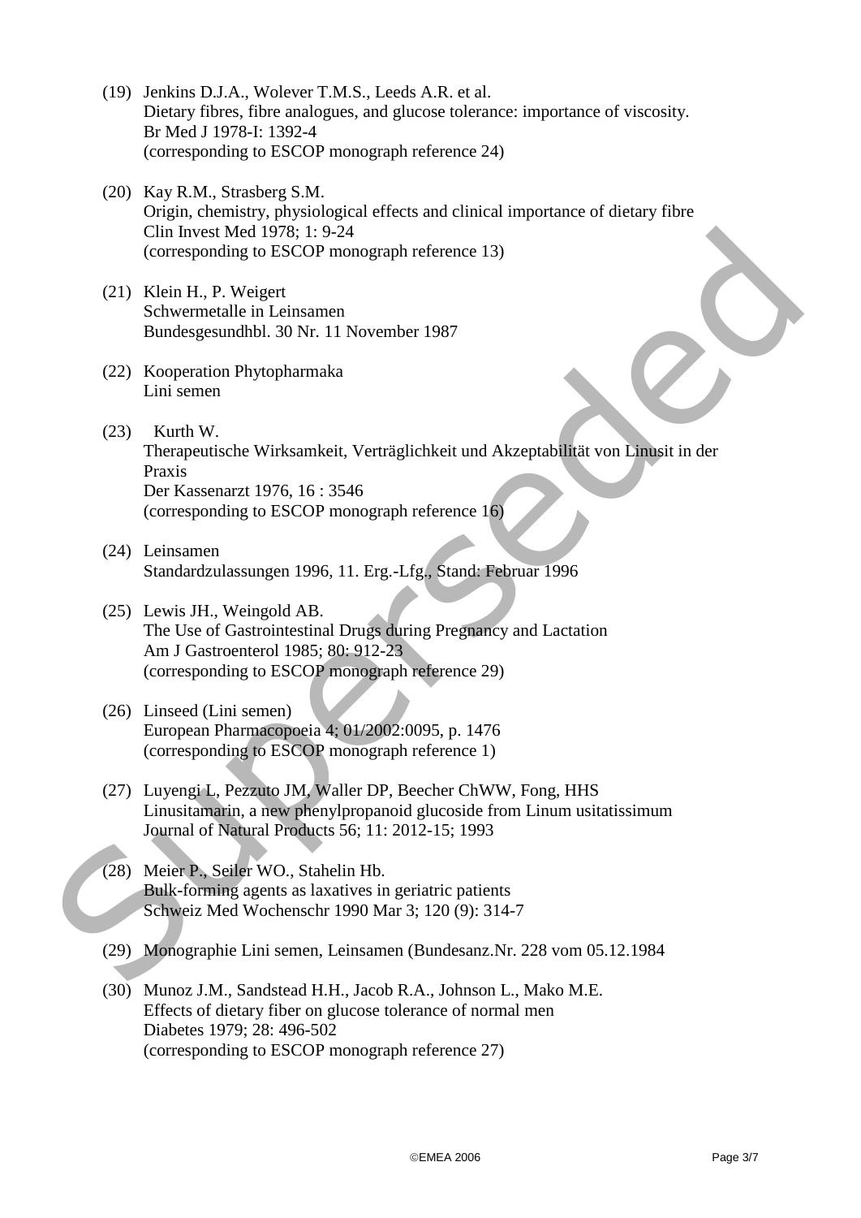(19) Jenkins D.J.A., Wolever T.M.S., Leeds A.R. et al.
Dietary fibres, fibre analogues, and glucose tolerance: importance of viscosity.
Br Med J 1978-I: 1392-4
(corresponding to ESCOP monograph reference 24)

(20) Kay R.M., Strasberg S.M.
Origin, chemistry, physiological effects and clinical importance of dietary fibre
Clin Invest Med 1978; 1: 9-24
(corresponding to ESCOP monograph reference 13)

(21) Klein H., P. Weigert
Schwermetalle in Leinsamen
Bundesgesundhbl. 30 Nr. 11 November 1987

(22) Kooperation Phytopharmaka
Lini semen

(23) Kurth W.
Therapeutische Wirksamkeit, Verträglichkeit und Akzeptabilität von Linusit in der Praxis
Der Kassenarzt 1976, 16 : 3546
(corresponding to ESCOP monograph reference 16)

(24) Leinsamen
Standardzulassungen 1996, 11. Erg.-Lfg., Stand: Februar 1996

(25) Lewis JH., Weingold AB.
The Use of Gastrointestinal Drugs during Pregnancy and Lactation
Am J Gastroenterol 1985; 80: 912-23
(corresponding to ESCOP monograph reference 29)

(26) Linseed (Lini semen)
European Pharmacopoeia 4; 01/2002:0095, p. 1476
(corresponding to ESCOP monograph reference 1)

(27) Luyengi L, Pezzuto JM, Waller DP, Beecher ChWW, Fong, HHS
Linusitamarin, a new phenylpropanoid glucoside from Linum usitatissimum
Journal of Natural Products 56; 11: 2012-15; 1993

(28) Meier P., Seiler WO., Stahelin Hb.
Bulk-forming agents as laxatives in geriatric patients
Schweiz Med Wochenschr 1990 Mar 3; 120 (9): 314-7

(29) Monographie Lini semen, Leinsamen (Bundesanz.Nr. 228 vom 05.12.1984

(30) Munoz J.M., Sandstead H.H., Jacob R.A., Johnson L., Mako M.E.
Effects of dietary fiber on glucose tolerance of normal men
Diabetes 1979; 28: 496-502
(corresponding to ESCOP monograph reference 27)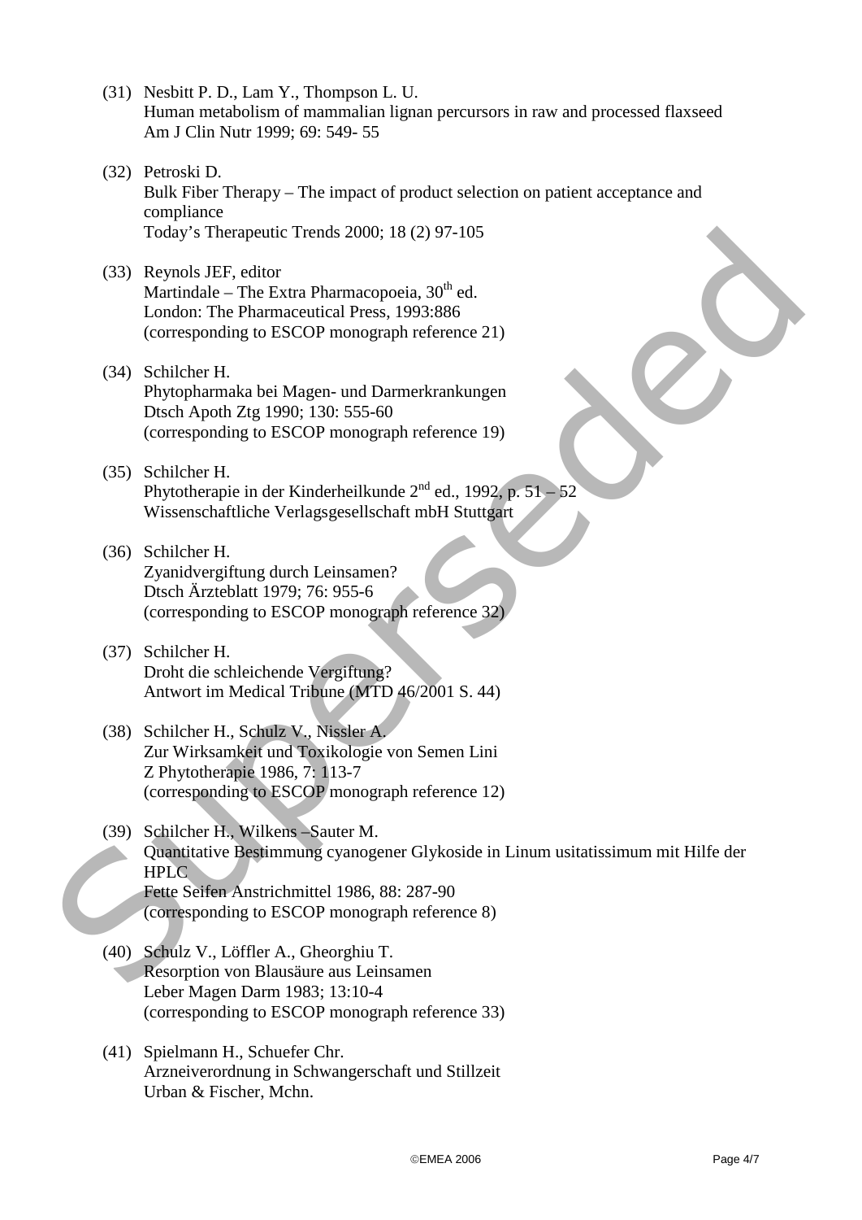(31) Nesbitt P. D., Lam Y., Thompson L. U.
Human metabolism of mammalian lignan percursors in raw and processed flaxseed
Am J Clin Nutr 1999; 69: 549- 55

(32) Petroski D.
Bulk Fiber Therapy – The impact of product selection on patient acceptance and compliance
Today's Therapeutic Trends 2000; 18 (2) 97-105

(33) Reynols JEF, editor
Martindale – The Extra Pharmacopoeia, 30th ed.
London: The Pharmaceutical Press, 1993:886
(corresponding to ESCOP monograph reference 21)

(34) Schilcher H.
Phytopharmaka bei Magen- und Darmerkrankungen
Dtsch Apoth Ztg 1990; 130: 555-60
(corresponding to ESCOP monograph reference 19)

(35) Schilcher H.
Phytotherapie in der Kinderheilkunde 2nd ed., 1992, p. 51 – 52
Wissenschaftliche Verlagsgesellschaft mbH Stuttgart

(36) Schilcher H.
Zyanidvergiftung durch Leinsamen?
Dtsch Ärzteblatt 1979; 76: 955-6
(corresponding to ESCOP monograph reference 32)

(37) Schilcher H.
Droht die schleichende Vergiftung?
Antwort im Medical Tribune (MTD 46/2001 S. 44)

(38) Schilcher H., Schulz V., Nissler A.
Zur Wirksamkeit und Toxikologie von Semen Lini
Z Phytotherapie 1986, 7: 113-7
(corresponding to ESCOP monograph reference 12)

(39) Schilcher H., Wilkens –Sauter M.
Quantitative Bestimmung cyanogener Glykoside in Linum usitatissimum mit Hilfe der HPLC
Fette Seifen Anstrichmittel 1986, 88: 287-90
(corresponding to ESCOP monograph reference 8)

(40) Schulz V., Löffler A., Gheorghiu T.
Resorption von Blausäure aus Leinsamen
Leber Magen Darm 1983; 13:10-4
(corresponding to ESCOP monograph reference 33)

(41) Spielmann H., Schuefer Chr.
Arzneiverordnung in Schwangerschaft und Stillzeit
Urban & Fischer, Mchn.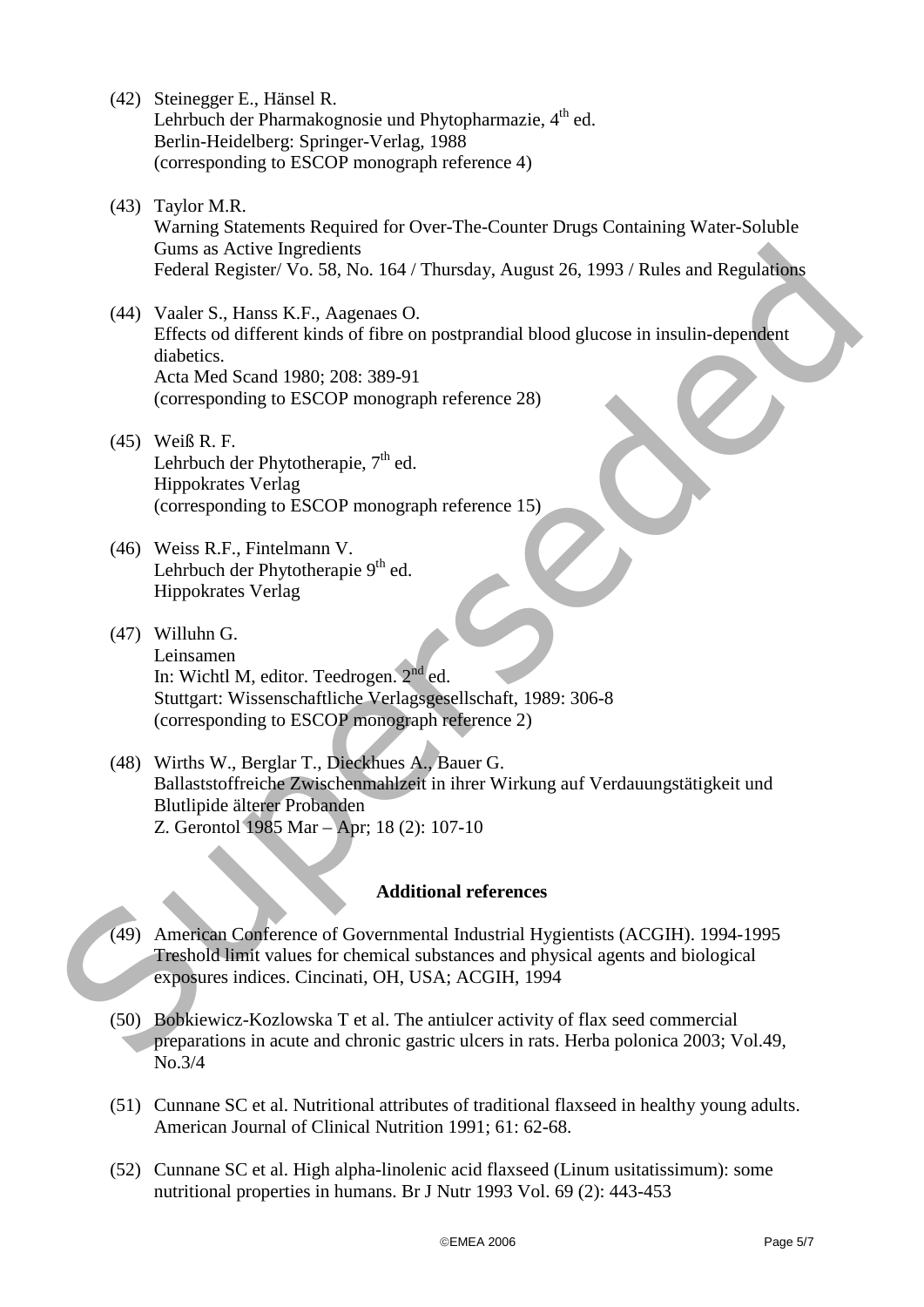(42) Steinegger E., Hänsel R.
Lehrbuch der Pharmakognosie und Phytopharmazie, 4th ed.
Berlin-Heidelberg: Springer-Verlag, 1988
(corresponding to ESCOP monograph reference 4)

(43) Taylor M.R.
Warning Statements Required for Over-The-Counter Drugs Containing Water-Soluble Gums as Active Ingredients
Federal Register/ Vo. 58, No. 164 / Thursday, August 26, 1993 / Rules and Regulations

(44) Vaaler S., Hanss K.F., Aagenaes O.
Effects od different kinds of fibre on postprandial blood glucose in insulin-dependent diabetics.
Acta Med Scand 1980; 208: 389-91
(corresponding to ESCOP monograph reference 28)

(45) Weiß R. F.
Lehrbuch der Phytotherapie, 7th ed.
Hippokrates Verlag
(corresponding to ESCOP monograph reference 15)

(46) Weiss R.F., Fintelmann V.
Lehrbuch der Phytotherapie 9th ed.
Hippokrates Verlag

(47) Willuhn G.
Leinsamen
In: Wichtl M, editor. Teedrogen. 2nd ed.
Stuttgart: Wissenschaftliche Verlagsgesellschaft, 1989: 306-8
(corresponding to ESCOP monograph reference 2)

(48) Wirths W., Berglar T., Dieckhues A., Bauer G.
Ballaststoffreiche Zwischenmahlzeit in ihrer Wirkung auf Verdauungstätigkeit und Blutlipide älterer Probanden
Z. Gerontol 1985 Mar – Apr; 18 (2): 107-10

**Additional references**

(49) American Conference of Governmental Industrial Hygientists (ACGIH). 1994-1995 Treshold limit values for chemical substances and physical agents and biological exposures indices. Cincinati, OH, USA; ACGIH, 1994

(50) Bobkiewicz-Kozlowska T et al. The antiulcer activity of flax seed commercial preparations in acute and chronic gastric ulcers in rats. Herba polonica 2003; Vol.49, No.3/4

(51) Cunnane SC et al. Nutritional attributes of traditional flaxseed in healthy young adults. American Journal of Clinical Nutrition 1991; 61: 62-68.

(52) Cunnane SC et al. High alpha-linolenic acid flaxseed (Linum usitatissimum): some nutritional properties in humans. Br J Nutr 1993 Vol. 69 (2): 443-453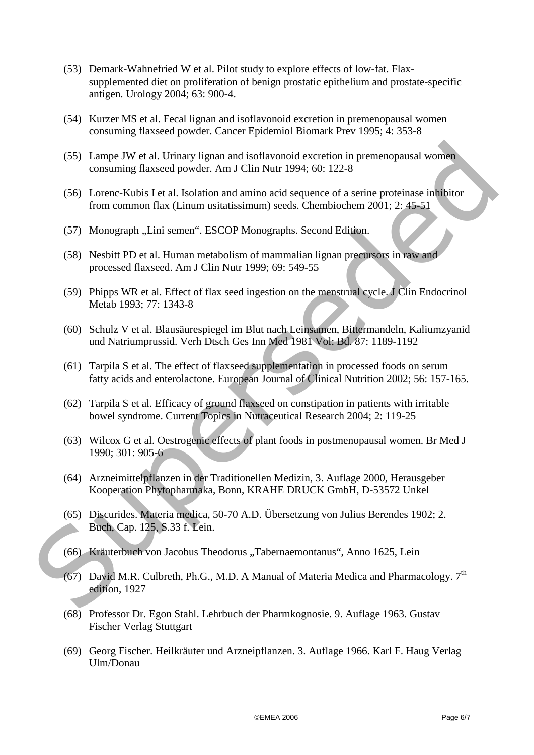(53) Demark-Wahnefried W et al. Pilot study to explore effects of low-fat. Flax-supplemented diet on proliferation of benign prostatic epithelium and prostate-specific antigen. Urology 2004; 63: 900-4.

(54) Kurzer MS et al. Fecal lignan and isoflavonoid excretion in premenopausal women consuming flaxseed powder. Cancer Epidemiol Biomark Prev 1995; 4: 353-8

(55) Lampe JW et al. Urinary lignan and isoflavonoid excretion in premenopausal women consuming flaxseed powder. Am J Clin Nutr 1994; 60: 122-8

(56) Lorenc-Kubis I et al. Isolation and amino acid sequence of a serine proteinase inhibitor from common flax (Linum usitatissimum) seeds. Chembiochem 2001; 2: 45-51

(57) Monograph „Lini semen“. ESCOP Monographs. Second Edition.

(58) Nesbitt PD et al. Human metabolism of mammalian lignan precursors in raw and processed flaxseed. Am J Clin Nutr 1999; 69: 549-55

(59) Phipps WR et al. Effect of flax seed ingestion on the menstrual cycle. J Clin Endocrinol Metab 1993; 77: 1343-8

(60) Schulz V et al. Blausäurespiegel im Blut nach Leinsamen, Bittermandeln, Kaliumzyanid und Natriumprussid. Verh Dtsch Ges Inn Med 1981 Vol: Bd. 87: 1189-1192

(61) Tarpila S et al. The effect of flaxseed supplementation in processed foods on serum fatty acids and enterolactone. European Journal of Clinical Nutrition 2002; 56: 157-165.

(62) Tarpila S et al. Efficacy of ground flaxseed on constipation in patients with irritable bowel syndrome. Current Topics in Nutraceutical Research 2004; 2: 119-25

(63) Wilcox G et al. Oestrogenic effects of plant foods in postmenopausal women. Br Med J 1990; 301: 905-6

(64) Arzneimittelpflanzen in der Traditionellen Medizin, 3. Auflage 2000, Herausgeber Kooperation Phytopharmaka, Bonn, KRAHE DRUCK GmbH, D-53572 Unkel

(65) Discurides. Materia medica, 50-70 A.D. Übersetzung von Julius Berendes 1902; 2. Buch, Cap. 125, S.33 f. Lein.

(66) Kräuterbuch von Jacobus Theodorus „Tabernaemontanus“, Anno 1625, Lein

(67) David M.R. Culbreth, Ph.G., M.D. A Manual of Materia Medica and Pharmacology. 7th edition, 1927

(68) Professor Dr. Egon Stahl. Lehrbuch der Pharmkognosie. 9. Auflage 1963. Gustav Fischer Verlag Stuttgart

(69) Georg Fischer. Heilkräuter und Arzneipflanzen. 3. Auflage 1966. Karl F. Haug Verlag Ulm/Donau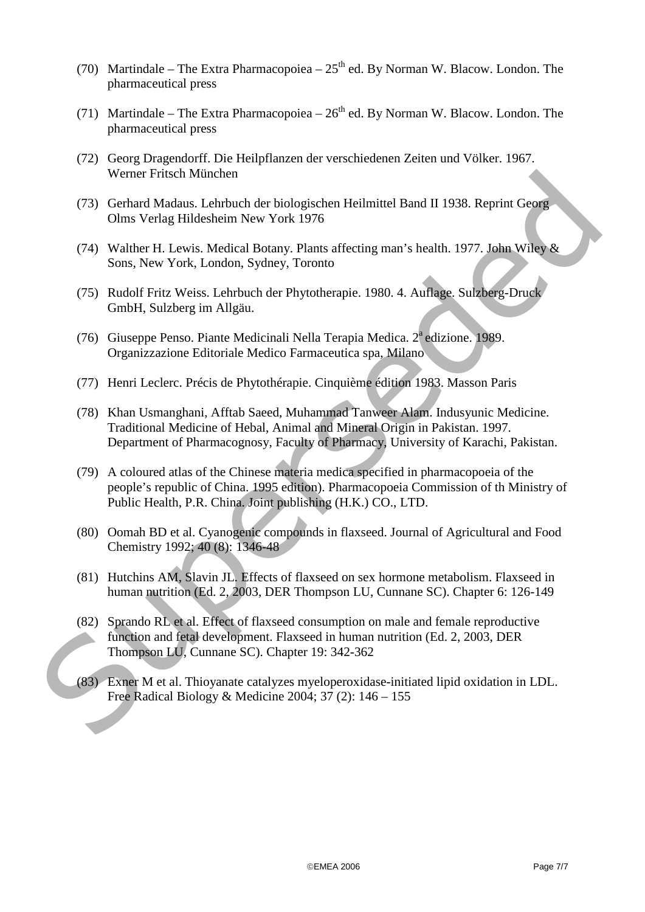(70) Martindale – The Extra Pharmacopoiea – 25th ed. By Norman W. Blacow. London. The pharmaceutical press

(71) Martindale – The Extra Pharmacopoiea – 26th ed. By Norman W. Blacow. London. The pharmaceutical press

(72) Georg Dragendorff. Die Heilpflanzen der verschiedenen Zeiten und Völker. 1967. Werner Fritsch München

(73) Gerhard Madaus. Lehrbuch der biologischen Heilmittel Band II 1938. Reprint Georg Olms Verlag Hildesheim New York 1976

(74) Walther H. Lewis. Medical Botany. Plants affecting man's health. 1977. John Wiley & Sons, New York, London, Sydney, Toronto

(75) Rudolf Fritz Weiss. Lehrbuch der Phytotherapie. 1980. 4. Auflage. Sulzberg-Druck GmbH, Sulzberg im Allgäu.

(76) Giuseppe Penso. Piante Medicinali Nella Terapia Medica. 2a edizione. 1989. Organizzazione Editoriale Medico Farmaceutica spa, Milano

(77) Henri Leclerc. Précis de Phytothérapie. Cinquième édition 1983. Masson Paris

(78) Khan Usmanghani, Afftab Saeed, Muhammad Tanweer Alam. Indusyunic Medicine. Traditional Medicine of Hebal, Animal and Mineral Origin in Pakistan. 1997. Department of Pharmacognosy, Faculty of Pharmacy, University of Karachi, Pakistan.

(79) A coloured atlas of the Chinese materia medica specified in pharmacopoeia of the people's republic of China. 1995 edition). Pharmacopoeia Commission of th Ministry of Public Health, P.R. China. Joint publishing (H.K.) CO., LTD.

(80) Oomah BD et al. Cyanogenic compounds in flaxseed. Journal of Agricultural and Food Chemistry 1992; 40 (8): 1346-48

(81) Hutchins AM, Slavin JL. Effects of flaxseed on sex hormone metabolism. Flaxseed in human nutrition (Ed. 2, 2003, DER Thompson LU, Cunnane SC). Chapter 6: 126-149

(82) Sprando RL et al. Effect of flaxseed consumption on male and female reproductive function and fetal development. Flaxseed in human nutrition (Ed. 2, 2003, DER Thompson LU, Cunnane SC). Chapter 19: 342-362

(83) Exner M et al. Thioyanate catalyzes myeloperoxidase-initiated lipid oxidation in LDL. Free Radical Biology & Medicine 2004; 37 (2): 146 – 155